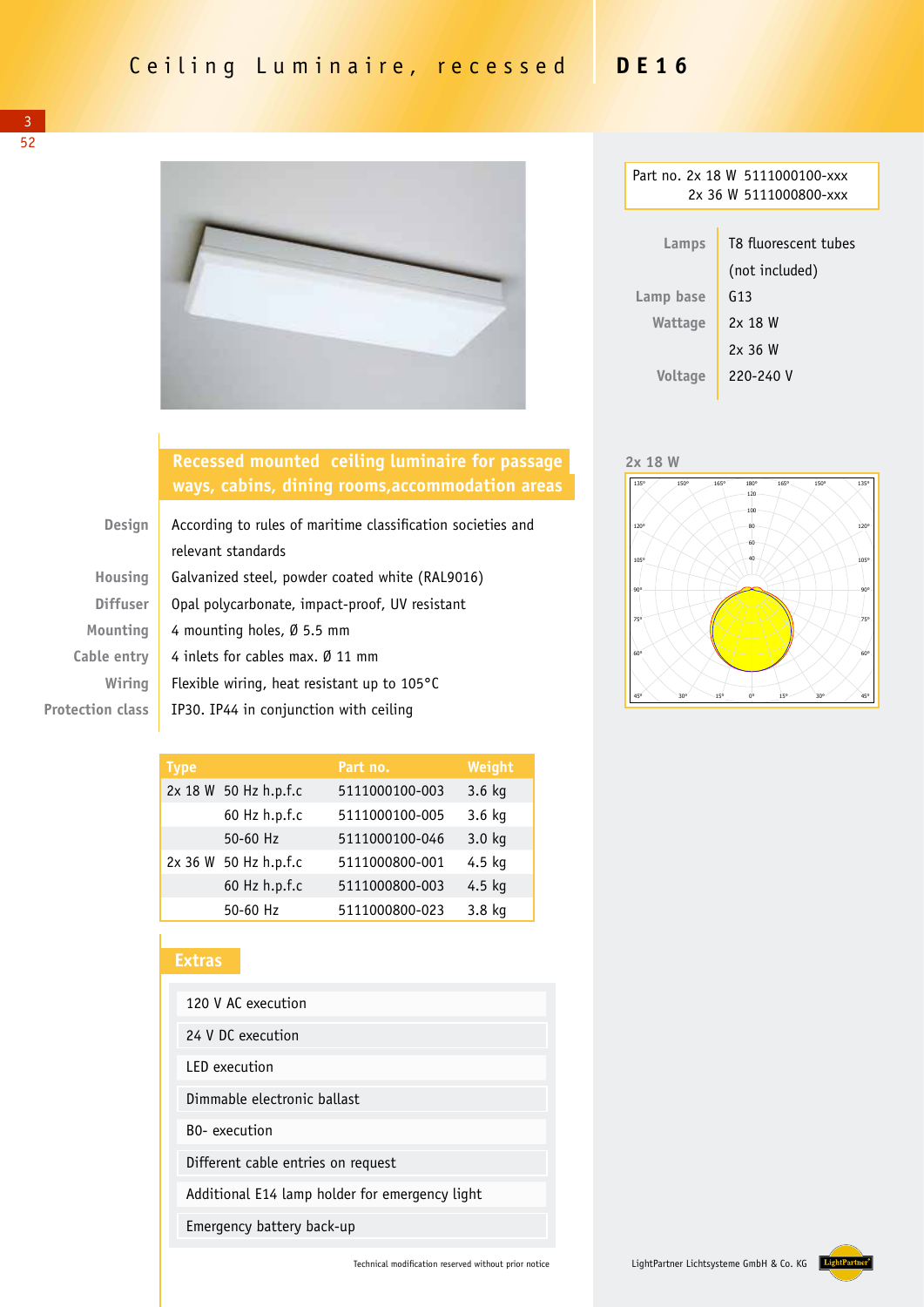# Ceiling Luminaire, recessed DE16

Part no. 2x 18 W 5111000100-xxx
2x 36 W 5111000800-xxx

| | |
|---|---|
| Lamps | T8 fluorescent tubes (not included) |
| Lamp base | G13 |
| Wattage | 2x 18 W<br>2x 36 W |
| Voltage | 220-240 V |

## Recessed mounted ceiling luminaire for passage ways, cabins, dining rooms,accommodation areas

| | |
|---|---|
| Design | According to rules of maritime classification societies and relevant standards |
| Housing | Galvanized steel, powder coated white (RAL9016) |
| Diffuser | Opal polycarbonate, impact-proof, UV resistant |
| Mounting | 4 mounting holes, Ø 5.5 mm |
| Cable entry | 4 inlets for cables max. Ø 11 mm |
| Wiring | Flexible wiring, heat resistant up to 105°C |
| Protection class | IP30. IP44 in conjunction with ceiling |

2x 18 W

| Type | | Part no. | Weight |
|---|---|---|---|
| 2x 18 W | 50 Hz h.p.f.c | 5111000100-003 | 3.6 kg |
| | 60 Hz h.p.f.c | 5111000100-005 | 3.6 kg |
| | 50-60 Hz | 5111000100-046 | 3.0 kg |
| 2x 36 W | 50 Hz h.p.f.c | 5111000800-001 | 4.5 kg |
| | 60 Hz h.p.f.c | 5111000800-003 | 4.5 kg |
| | 50-60 Hz | 5111000800-023 | 3.8 kg |

## Extras

- 120 V AC execution
- 24 V DC execution
- LED execution
- Dimmable electronic ballast
- B0- execution
- Different cable entries on request
- Additional E14 lamp holder for emergency light
- Emergency battery back-up

Technical modification reserved without prior notice

LightPartner Lichtsysteme GmbH & Co. KG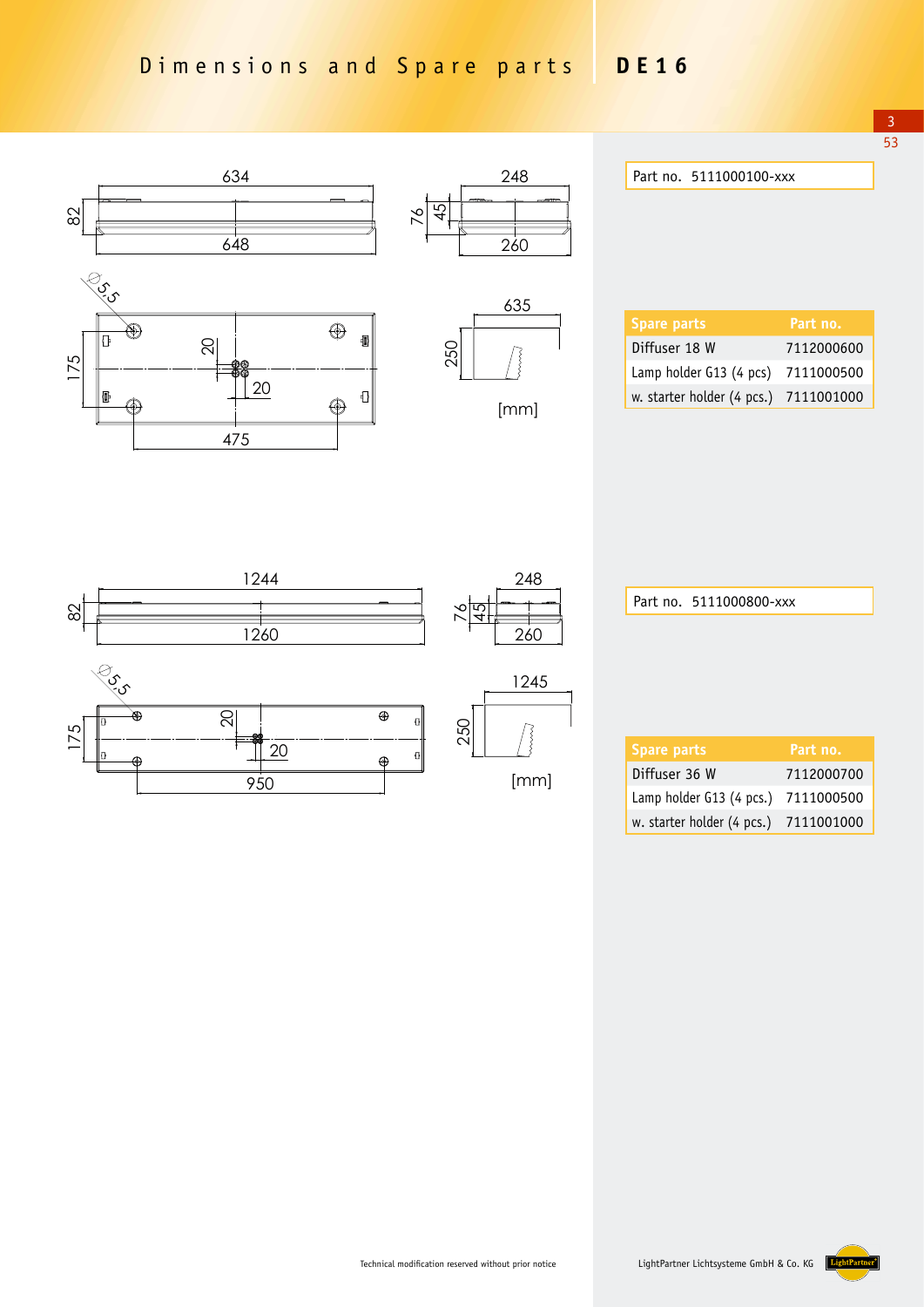# Dimensions and Spare parts DE16

634

82

648

248

76

45

260

Ø5,5

175

20

20

475

635

250

[mm]

Part no. 5111000100-xxx

| Spare parts | Part no. |
|---|---|
| Diffuser 18 W | 7112000600 |
| Lamp holder G13 (4 pcs) | 7111000500 |
| w. starter holder (4 pcs.) | 7111001000 |

1244

82

1260

248

76

45

260

Ø5,5

175

20

20

950

1245

250

[mm]

Part no. 5111000800-xxx

| Spare parts | Part no. |
|---|---|
| Diffuser 36 W | 7112000700 |
| Lamp holder G13 (4 pcs.) | 7111000500 |
| w. starter holder (4 pcs.) | 7111001000 |

Technical modification reserved without prior notice

LightPartner Lichtsysteme GmbH & Co. KG